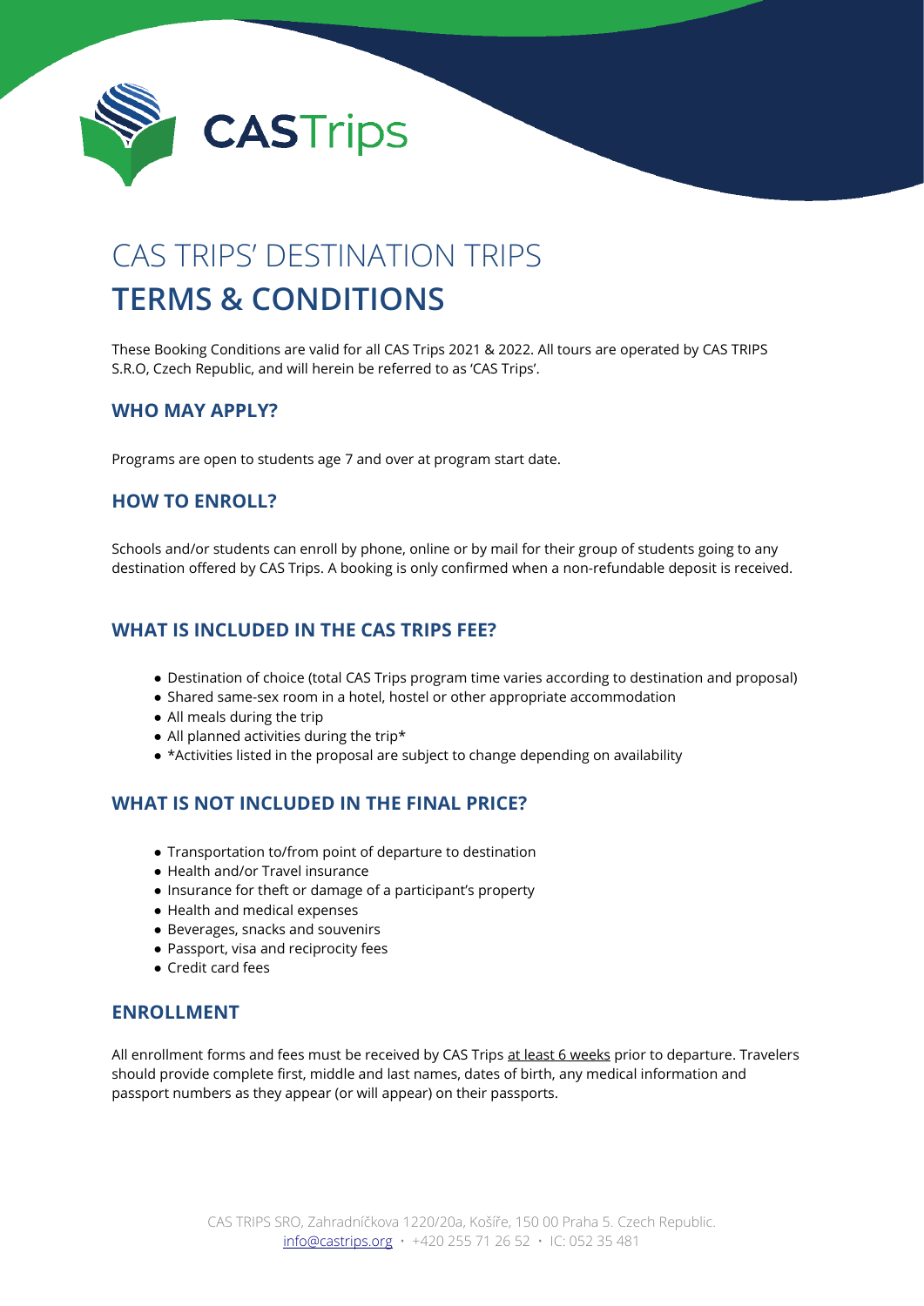# CAS TRIPS' DESTINATION TRIPS
# TERMS & CONDITIONS

These Booking Conditions are valid for all CAS Trips 2021 & 2022. All tours are operated by CAS TRIPS S.R.O, Czech Republic, and will herein be referred to as 'CAS Trips'.

## WHO MAY APPLY?

Programs are open to students age 7 and over at program start date.

## HOW TO ENROLL?

Schools and/or students can enroll by phone, online or by mail for their group of students going to any destination offered by CAS Trips. A booking is only confirmed when a non-refundable deposit is received.

## WHAT IS INCLUDED IN THE CAS TRIPS FEE?

- Destination of choice (total CAS Trips program time varies according to destination and proposal)
- Shared same-sex room in a hotel, hostel or other appropriate accommodation
- All meals during the trip
- All planned activities during the trip*
- *Activities listed in the proposal are subject to change depending on availability

## WHAT IS NOT INCLUDED IN THE FINAL PRICE?

- Transportation to/from point of departure to destination
- Health and/or Travel insurance
- Insurance for theft or damage of a participant's property
- Health and medical expenses
- Beverages, snacks and souvenirs
- Passport, visa and reciprocity fees
- Credit card fees

## ENROLLMENT

All enrollment forms and fees must be received by CAS Trips at least 6 weeks prior to departure. Travelers should provide complete first, middle and last names, dates of birth, any medical information and passport numbers as they appear (or will appear) on their passports.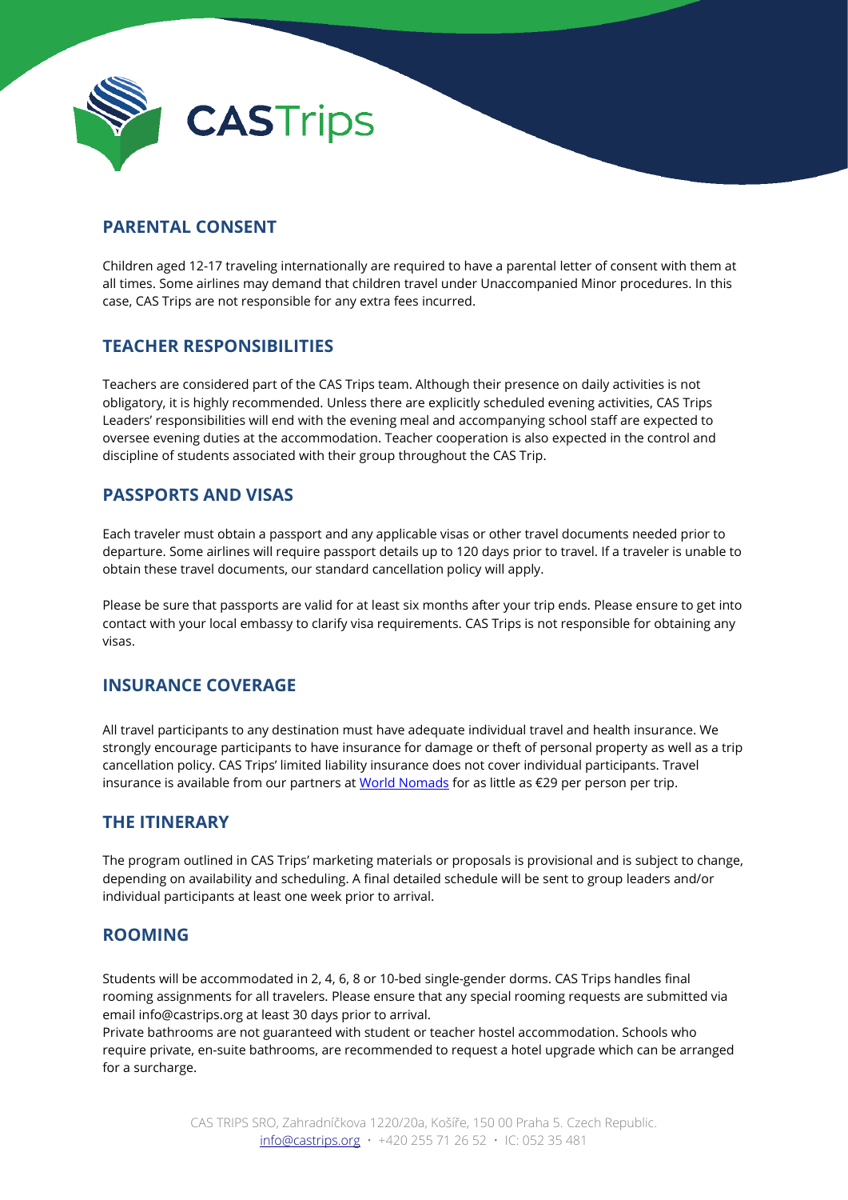## PARENTAL CONSENT

Children aged 12-17 traveling internationally are required to have a parental letter of consent with them at all times. Some airlines may demand that children travel under Unaccompanied Minor procedures. In this case, CAS Trips are not responsible for any extra fees incurred.

## TEACHER RESPONSIBILITIES

Teachers are considered part of the CAS Trips team. Although their presence on daily activities is not obligatory, it is highly recommended. Unless there are explicitly scheduled evening activities, CAS Trips Leaders' responsibilities will end with the evening meal and accompanying school staff are expected to oversee evening duties at the accommodation. Teacher cooperation is also expected in the control and discipline of students associated with their group throughout the CAS Trip.

## PASSPORTS AND VISAS

Each traveler must obtain a passport and any applicable visas or other travel documents needed prior to departure. Some airlines will require passport details up to 120 days prior to travel. If a traveler is unable to obtain these travel documents, our standard cancellation policy will apply.

Please be sure that passports are valid for at least six months after your trip ends. Please ensure to get into contact with your local embassy to clarify visa requirements. CAS Trips is not responsible for obtaining any visas.

## INSURANCE COVERAGE

All travel participants to any destination must have adequate individual travel and health insurance. We strongly encourage participants to have insurance for damage or theft of personal property as well as a trip cancellation policy. CAS Trips' limited liability insurance does not cover individual participants. Travel insurance is available from our partners at World Nomads for as little as €29 per person per trip.

## THE ITINERARY

The program outlined in CAS Trips' marketing materials or proposals is provisional and is subject to change, depending on availability and scheduling. A final detailed schedule will be sent to group leaders and/or individual participants at least one week prior to arrival.

## ROOMING

Students will be accommodated in 2, 4, 6, 8 or 10-bed single-gender dorms. CAS Trips handles final rooming assignments for all travelers. Please ensure that any special rooming requests are submitted via email info@castrips.org at least 30 days prior to arrival.
Private bathrooms are not guaranteed with student or teacher hostel accommodation. Schools who require private, en-suite bathrooms, are recommended to request a hotel upgrade which can be arranged for a surcharge.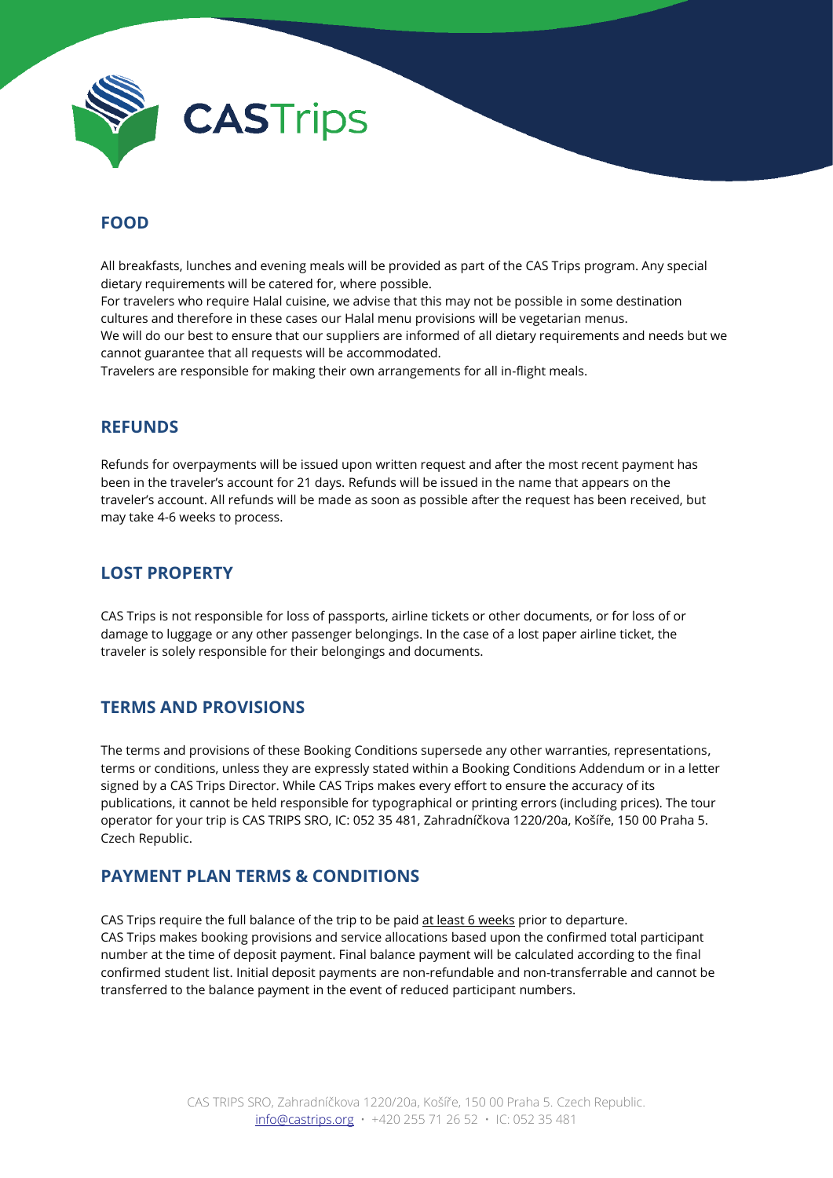## FOOD

All breakfasts, lunches and evening meals will be provided as part of the CAS Trips program. Any special dietary requirements will be catered for, where possible.
For travelers who require Halal cuisine, we advise that this may not be possible in some destination cultures and therefore in these cases our Halal menu provisions will be vegetarian menus.
We will do our best to ensure that our suppliers are informed of all dietary requirements and needs but we cannot guarantee that all requests will be accommodated.
Travelers are responsible for making their own arrangements for all in-flight meals.

## REFUNDS

Refunds for overpayments will be issued upon written request and after the most recent payment has been in the traveler's account for 21 days. Refunds will be issued in the name that appears on the traveler's account. All refunds will be made as soon as possible after the request has been received, but may take 4-6 weeks to process.

## LOST PROPERTY

CAS Trips is not responsible for loss of passports, airline tickets or other documents, or for loss of or damage to luggage or any other passenger belongings. In the case of a lost paper airline ticket, the traveler is solely responsible for their belongings and documents.

## TERMS AND PROVISIONS

The terms and provisions of these Booking Conditions supersede any other warranties, representations, terms or conditions, unless they are expressly stated within a Booking Conditions Addendum or in a letter signed by a CAS Trips Director. While CAS Trips makes every effort to ensure the accuracy of its publications, it cannot be held responsible for typographical or printing errors (including prices). The tour operator for your trip is CAS TRIPS SRO, IC: 052 35 481, Zahradníčkova 1220/20a, Košíře, 150 00 Praha 5. Czech Republic.

## PAYMENT PLAN TERMS & CONDITIONS

CAS Trips require the full balance of the trip to be paid at least 6 weeks prior to departure.
CAS Trips makes booking provisions and service allocations based upon the confirmed total participant number at the time of deposit payment. Final balance payment will be calculated according to the final confirmed student list. Initial deposit payments are non-refundable and non-transferrable and cannot be transferred to the balance payment in the event of reduced participant numbers.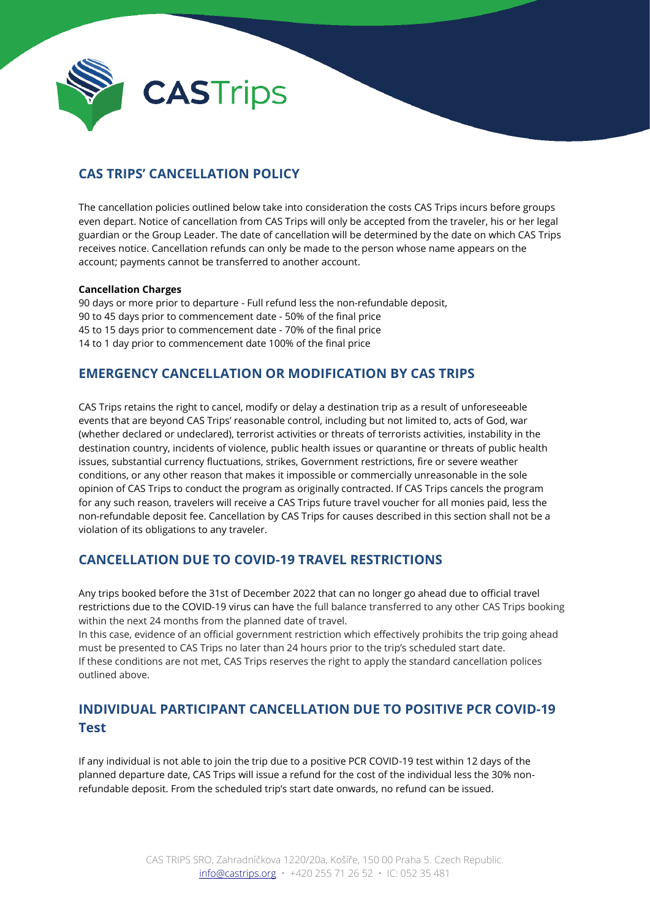## CAS TRIPS' CANCELLATION POLICY

The cancellation policies outlined below take into consideration the costs CAS Trips incurs before groups even depart. Notice of cancellation from CAS Trips will only be accepted from the traveler, his or her legal guardian or the Group Leader. The date of cancellation will be determined by the date on which CAS Trips receives notice. Cancellation refunds can only be made to the person whose name appears on the account; payments cannot be transferred to another account.

**Cancellation Charges**

90 days or more prior to departure - Full refund less the non-refundable deposit,
90 to 45 days prior to commencement date - 50% of the final price
45 to 15 days prior to commencement date - 70% of the final price
14 to 1 day prior to commencement date 100% of the final price

## EMERGENCY CANCELLATION OR MODIFICATION BY CAS TRIPS

CAS Trips retains the right to cancel, modify or delay a destination trip as a result of unforeseeable events that are beyond CAS Trips' reasonable control, including but not limited to, acts of God, war (whether declared or undeclared), terrorist activities or threats of terrorists activities, instability in the destination country, incidents of violence, public health issues or quarantine or threats of public health issues, substantial currency fluctuations, strikes, Government restrictions, fire or severe weather conditions, or any other reason that makes it impossible or commercially unreasonable in the sole opinion of CAS Trips to conduct the program as originally contracted. If CAS Trips cancels the program for any such reason, travelers will receive a CAS Trips future travel voucher for all monies paid, less the non-refundable deposit fee. Cancellation by CAS Trips for causes described in this section shall not be a violation of its obligations to any traveler.

## CANCELLATION DUE TO COVID-19 TRAVEL RESTRICTIONS

Any trips booked before the 31st of December 2022 that can no longer go ahead due to official travel restrictions due to the COVID-19 virus can have the full balance transferred to any other CAS Trips booking within the next 24 months from the planned date of travel.
In this case, evidence of an official government restriction which effectively prohibits the trip going ahead must be presented to CAS Trips no later than 24 hours prior to the trip's scheduled start date.
If these conditions are not met, CAS Trips reserves the right to apply the standard cancellation polices outlined above.

## INDIVIDUAL PARTICIPANT CANCELLATION DUE TO POSITIVE PCR COVID-19 Test

If any individual is not able to join the trip due to a positive PCR COVID-19 test within 12 days of the planned departure date, CAS Trips will issue a refund for the cost of the individual less the 30% non-refundable deposit. From the scheduled trip's start date onwards, no refund can be issued.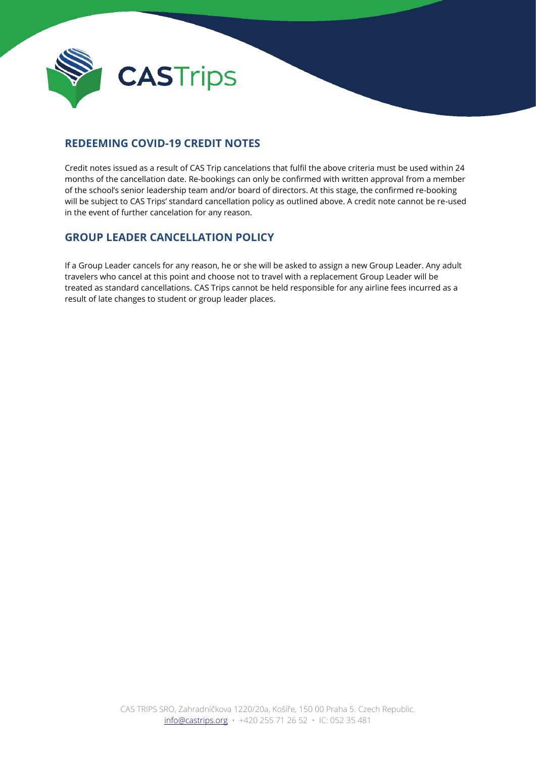## REDEEMING COVID-19 CREDIT NOTES

Credit notes issued as a result of CAS Trip cancelations that fulfil the above criteria must be used within 24 months of the cancellation date. Re-bookings can only be confirmed with written approval from a member of the school's senior leadership team and/or board of directors. At this stage, the confirmed re-booking will be subject to CAS Trips' standard cancellation policy as outlined above. A credit note cannot be re-used in the event of further cancelation for any reason.

## GROUP LEADER CANCELLATION POLICY

If a Group Leader cancels for any reason, he or she will be asked to assign a new Group Leader. Any adult travelers who cancel at this point and choose not to travel with a replacement Group Leader will be treated as standard cancellations. CAS Trips cannot be held responsible for any airline fees incurred as a result of late changes to student or group leader places.